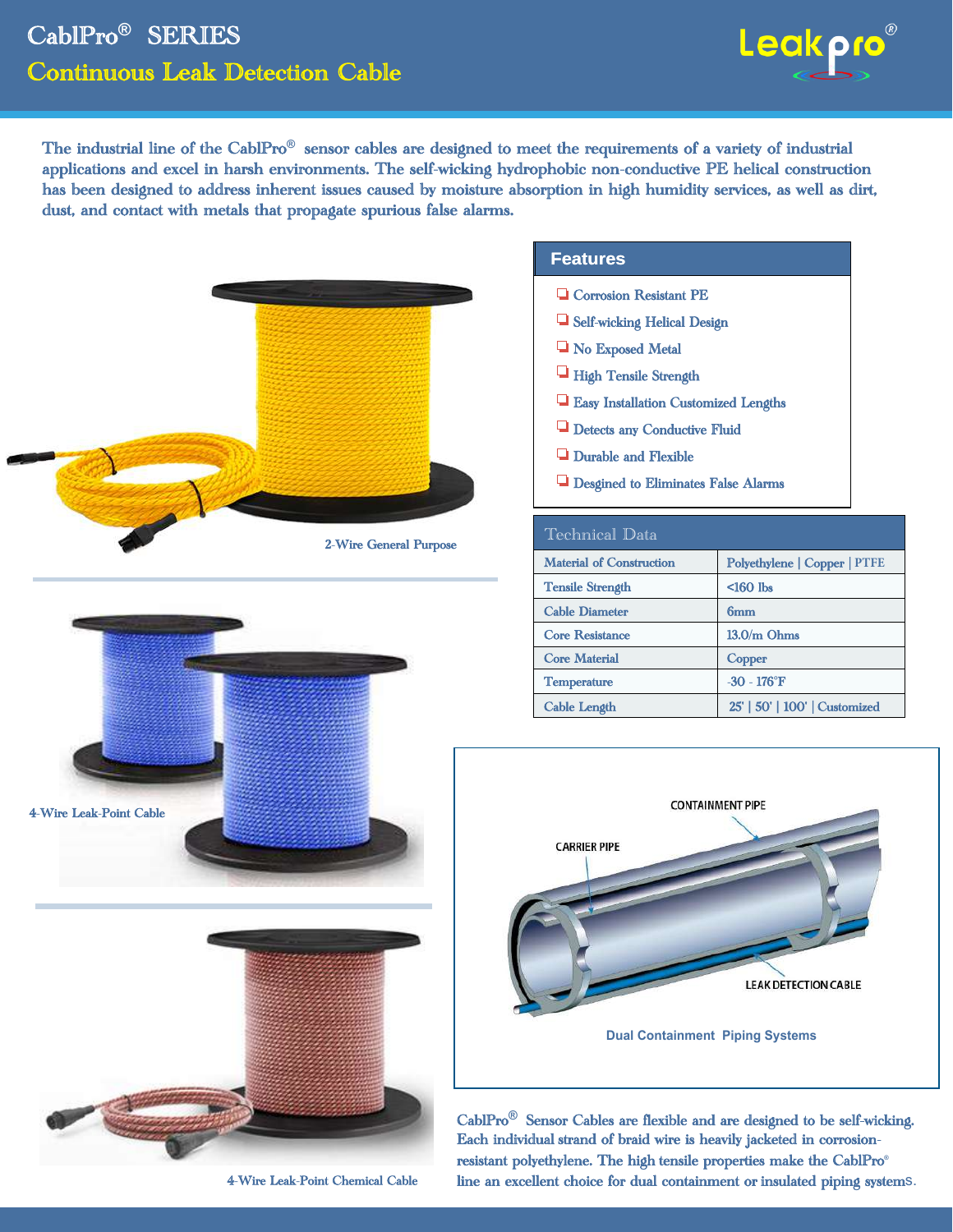# CablPro® SERIES

## Continuous Leak Detection Cable

Leakpro®

The industrial line of the CablPro® sensor cables are designed to meet the requirements of a variety of industrial applications and excel in harsh environments. The self-wicking hydrophobic non-conductive PE helical construction has been designed to address inherent issues caused by moisture absorption in high humidity services, as well as dirt, dust, and contact with metals that propagate spurious false alarms.

2-Wire General Purpose

4-Wire Leak-Point Cable

4-Wire Leak-Point Chemical Cable

### Features

- Corrosion Resistant PE
- Self-wicking Helical Design
- No Exposed Metal
- High Tensile Strength
- Easy Installation Customized Lengths
- Detects any Conductive Fluid
- Durable and Flexible
- Desgined to Eliminates False Alarms

### Technical Data

| Technical Data | |
|---|---|
| Material of Construction | Polyethylene \| Copper \| PTFE |
| Tensile Strength | <160 lbs |
| Cable Diameter | 6mm |
| Core Resistance | 13.0/m Ohms |
| Core Material | Copper |
| Temperature | -30 - 176°F |
| Cable Length | 25' \| 50' \| 100' \| Customized |

CONTAINMENT PIPE

CARRIER PIPE

LEAK DETECTION CABLE

Dual Containment Piping Systems

CablPro® Sensor Cables are flexible and are designed to be self-wicking. Each individual strand of braid wire is heavily jacketed in corrosion-resistant polyethylene. The high tensile properties make the CablPro® line an excellent choice for dual containment or insulated piping systems.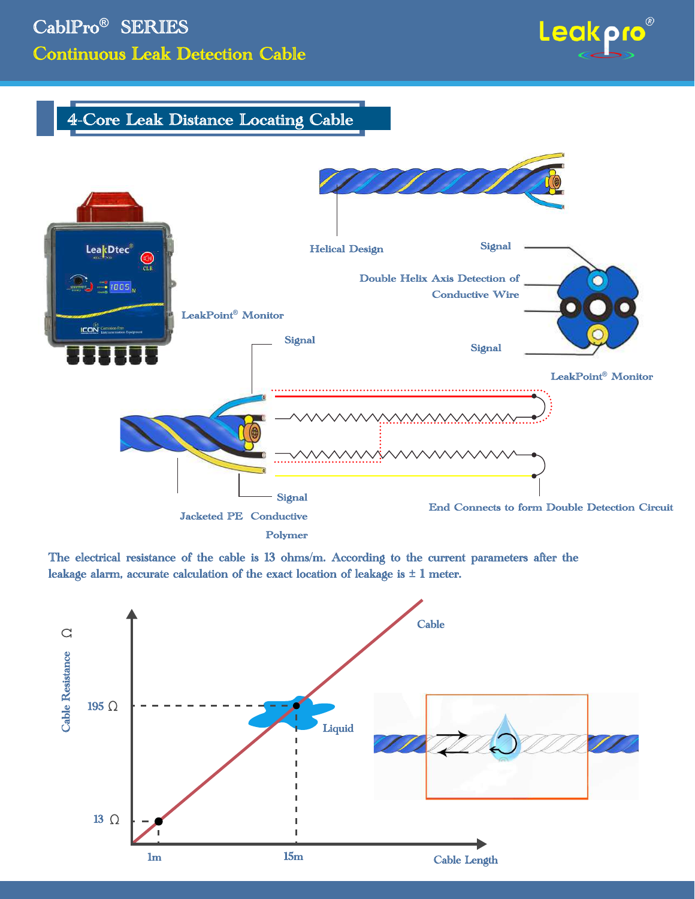# CablPro® SERIES

## Continuous Leak Detection Cable

### 4-Core Leak Distance Locating Cable

Helical Design

Signal

Double Helix Axis Detection of Conductive Wire

Signal

LeakPoint® Monitor

LeakPoint® Monitor

Signal

Signal

Jacketed PE Conductive Polymer

End Connects to form Double Detection Circuit

The electrical resistance of the cable is 13 ohms/m. According to the current parameters after the leakage alarm, accurate calculation of the exact location of leakage is ± 1 meter.

Cable Resistance Ω

Cable

195 Ω

Liquid

13 Ω

1m

15m

Cable Length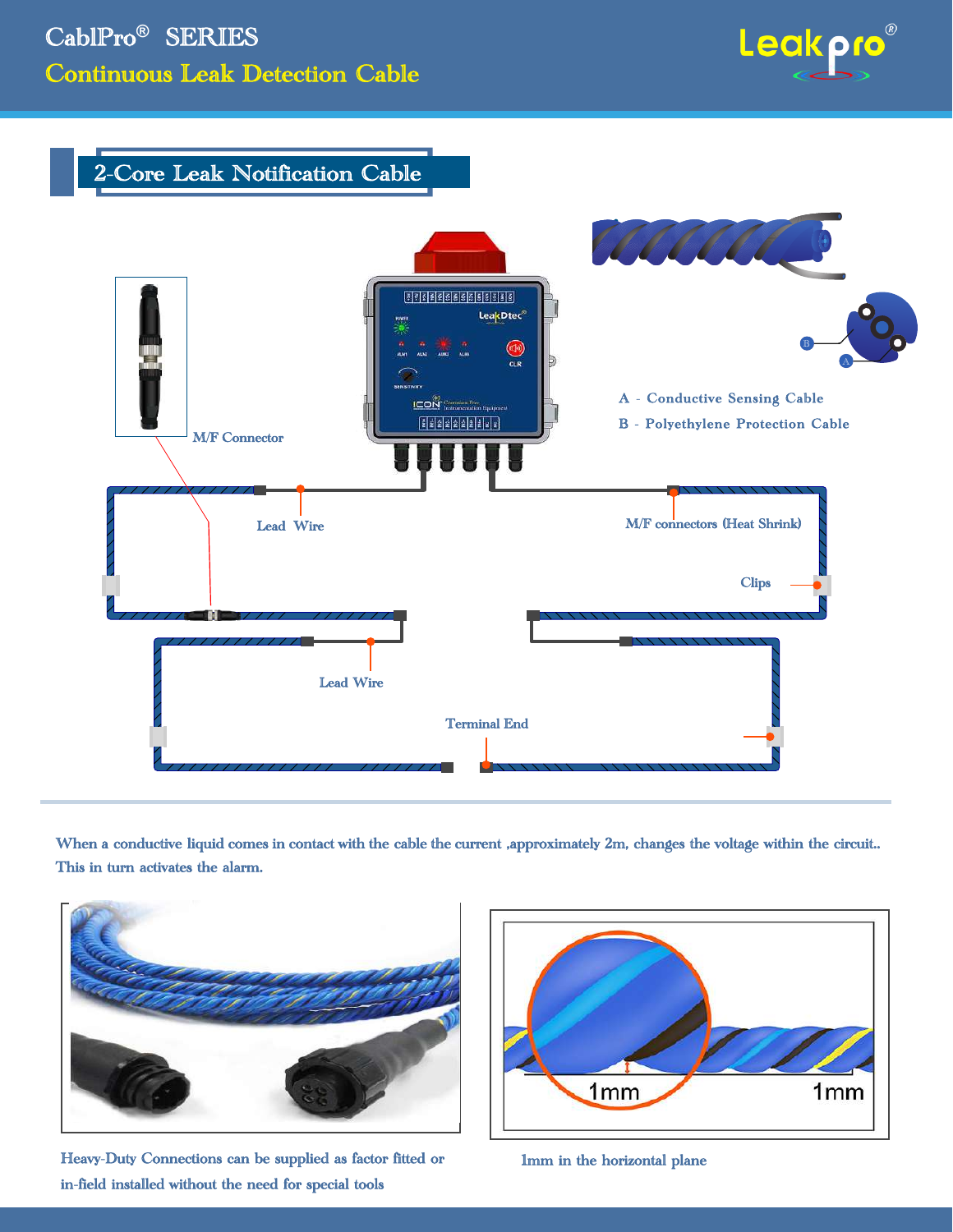# CablPro® SERIES

## Continuous Leak Detection Cable

### 2-Core Leak Notification Cable

M/F Connector

Lead Wire

M/F connectors (Heat Shrink)

Clips

Lead Wire

Terminal End

A - Conductive Sensing Cable

B - Polyethylene Protection Cable

When a conductive liquid comes in contact with the cable the current ,approximately 2m, changes the voltage within the circuit.. This in turn activates the alarm.

Heavy-Duty Connections can be supplied as factor fitted or in-field installed without the need for special tools

1mm in the horizontal plane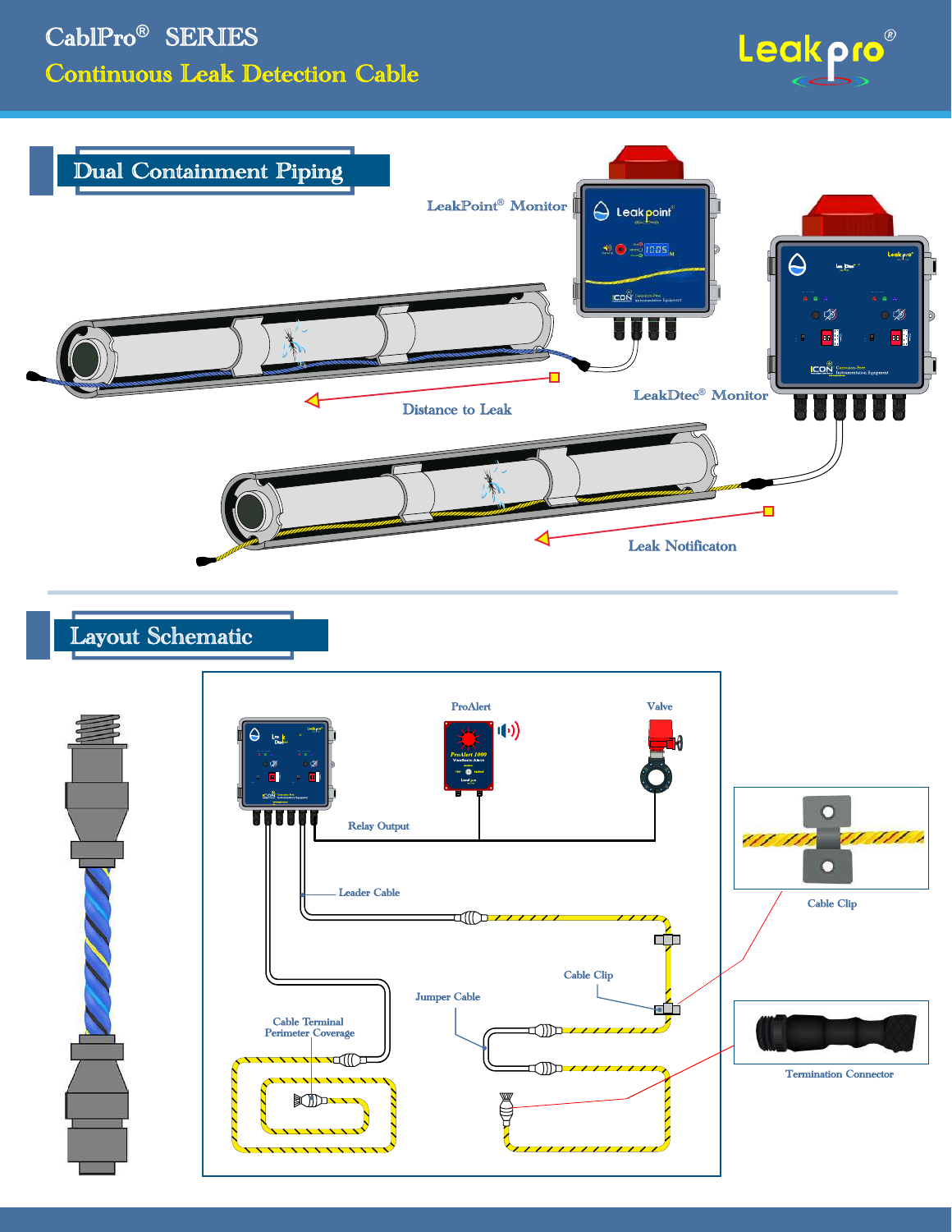# CablPro® SERIES

## Continuous Leak Detection Cable

## Dual Containment Piping

LeakPoint® Monitor

Distance to Leak

LeakDtec® Monitor

Leak Notificaton

## Layout Schematic

ProAlert

Valve

Relay Output

Leader Cable

Cable Clip

Jumper Cable

Cable Terminal
Perimeter Coverage

Cable Clip

Termination Connector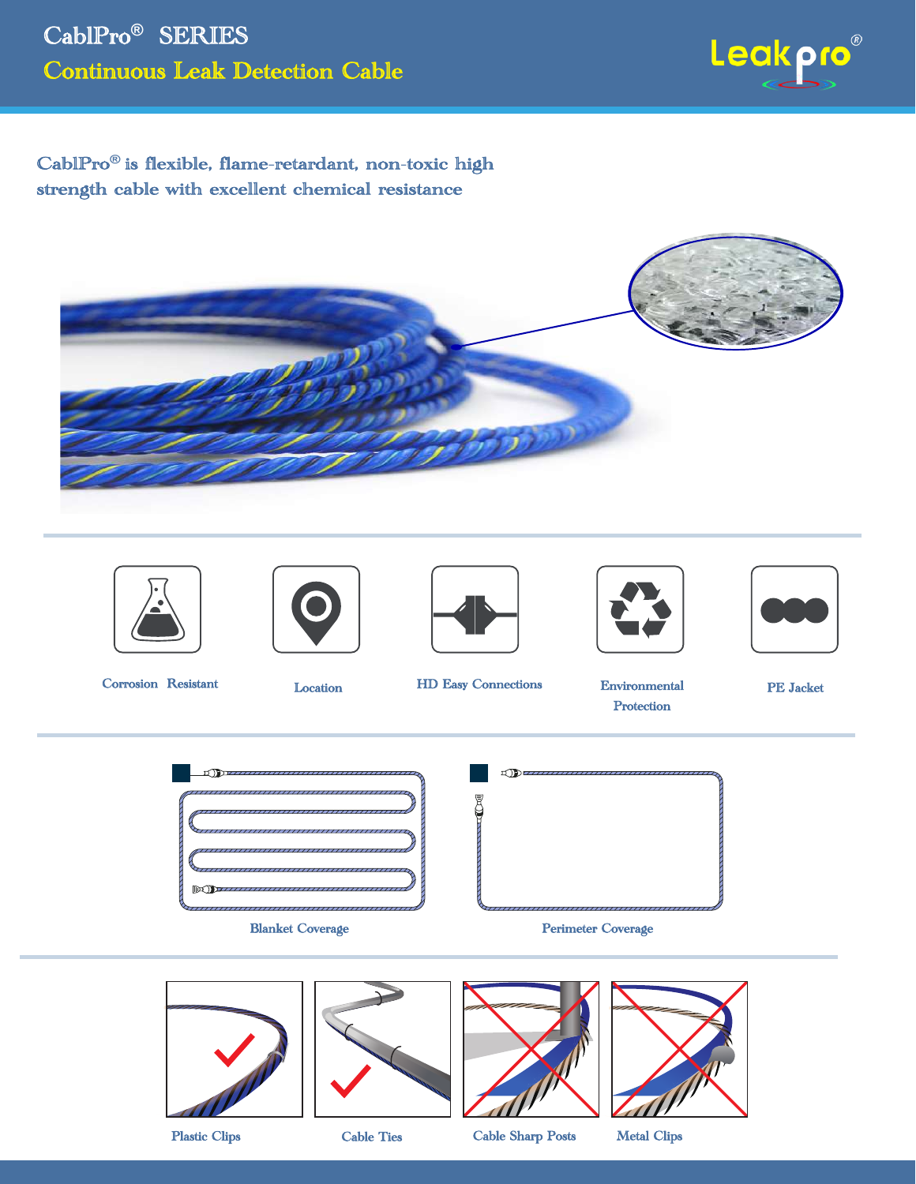# CablPro® SERIES

## Continuous Leak Detection Cable

**CablPro® is flexible, flame-retardant, non-toxic high strength cable with excellent chemical resistance**

Corrosion Resistant

Location

HD Easy Connections

Environmental Protection

PE Jacket

Blanket Coverage

Perimeter Coverage

Plastic Clips

Cable Ties

Cable Sharp Posts

Metal Clips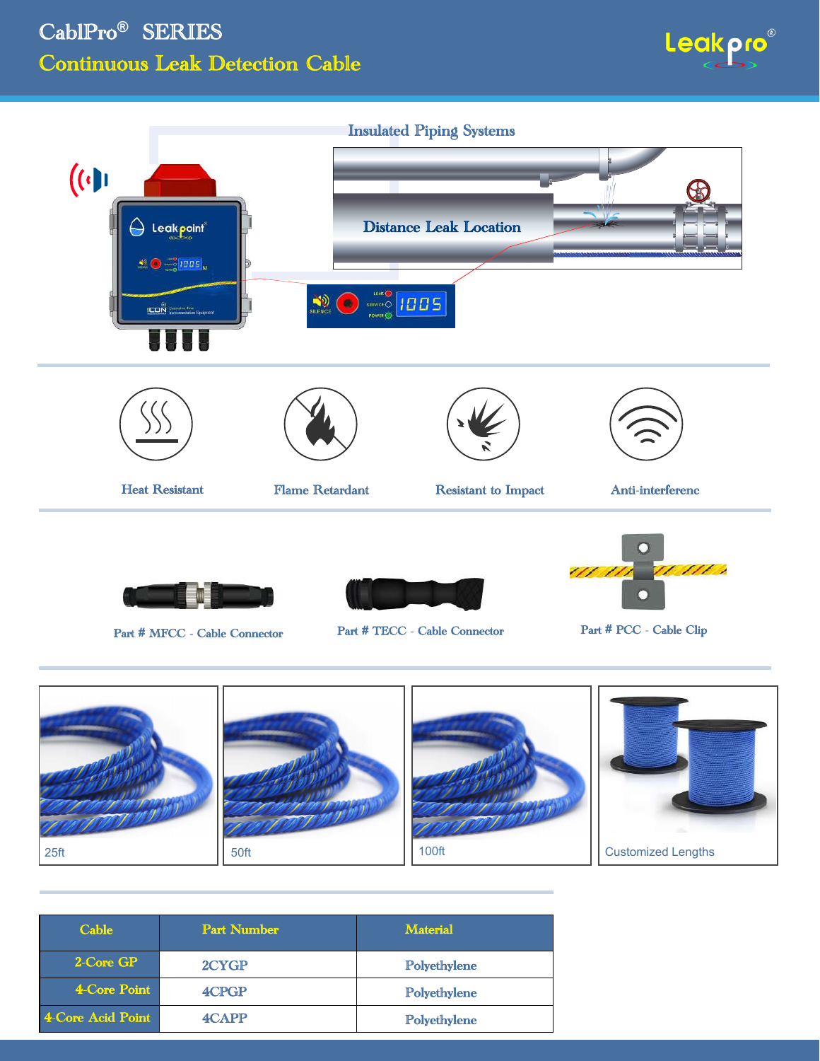# CablPro® SERIES

## Continuous Leak Detection Cable

Insulated Piping Systems

Distance Leak Location

Heat Resistant

Flame Retardant

Resistant to Impact

Anti-interferenc

Part # MFCC - Cable Connector

Part # TECC - Cable Connector

Part # PCC - Cable Clip

25ft

50ft

100ft

Customized Lengths

| Cable | Part Number | Material |
|---|---|---|
| 2-Core GP | 2CYGP | Polyethylene |
| 4-Core Point | 4CPGP | Polyethylene |
| 4-Core Acid Point | 4CAPP | Polyethylene |